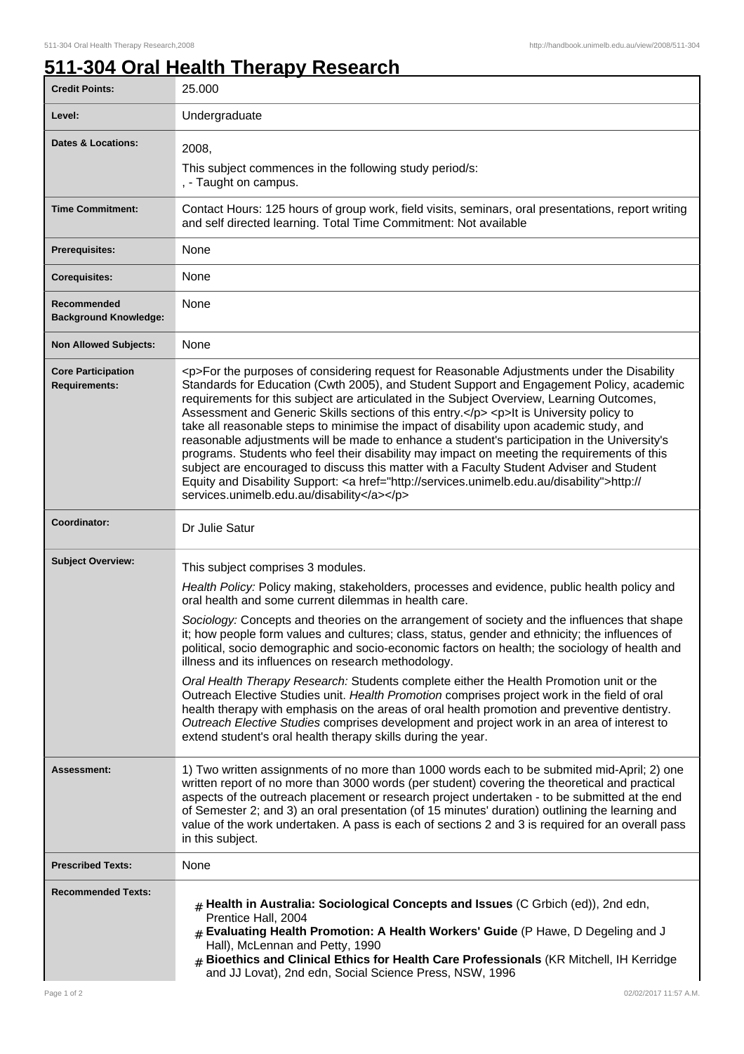# 511-304 Oral Health Therapy Research

| | |
|---|---|
| **Credit Points:** | 25.000 |
| **Level:** | Undergraduate |
| **Dates & Locations:** | 2008,<br>This subject commences in the following study period/s:<br>, - Taught on campus. |
| **Time Commitment:** | Contact Hours: 125 hours of group work, field visits, seminars, oral presentations, report writing and self directed learning. Total Time Commitment: Not available |
| **Prerequisites:** | None |
| **Corequisites:** | None |
| **Recommended Background Knowledge:** | None |
| **Non Allowed Subjects:** | None |
| **Core Participation Requirements:** | <p>For the purposes of considering request for Reasonable Adjustments under the Disability Standards for Education (Cwth 2005), and Student Support and Engagement Policy, academic requirements for this subject are articulated in the Subject Overview, Learning Outcomes, Assessment and Generic Skills sections of this entry.</p> <p>It is University policy to take all reasonable steps to minimise the impact of disability upon academic study, and reasonable adjustments will be made to enhance a student's participation in the University's programs. Students who feel their disability may impact on meeting the requirements of this subject are encouraged to discuss this matter with a Faculty Student Adviser and Student Equity and Disability Support: <a href="http://services.unimelb.edu.au/disability">http://services.unimelb.edu.au/disability</a></p> |
| **Coordinator:** | Dr Julie Satur |
| **Subject Overview:** | This subject comprises 3 modules.<br>*Health Policy:* Policy making, stakeholders, processes and evidence, public health policy and oral health and some current dilemmas in health care.<br>*Sociology:* Concepts and theories on the arrangement of society and the influences that shape it; how people form values and cultures; class, status, gender and ethnicity; the influences of political, socio demographic and socio-economic factors on health; the sociology of health and illness and its influences on research methodology.<br>*Oral Health Therapy Research:* Students complete either the Health Promotion unit or the Outreach Elective Studies unit. *Health Promotion* comprises project work in the field of oral health therapy with emphasis on the areas of oral health promotion and preventive dentistry. *Outreach Elective Studies* comprises development and project work in an area of interest to extend student's oral health therapy skills during the year. |
| **Assessment:** | 1) Two written assignments of no more than 1000 words each to be submited mid-April; 2) one written report of no more than 3000 words (per student) covering the theoretical and practical aspects of the outreach placement or research project undertaken - to be submitted at the end of Semester 2; and 3) an oral presentation (of 15 minutes' duration) outlining the learning and value of the work undertaken. A pass is each of sections 2 and 3 is required for an overall pass in this subject. |
| **Prescribed Texts:** | None |
| **Recommended Texts:** | # **Health in Australia: Sociological Concepts and Issues** (C Grbich (ed)), 2nd edn, Prentice Hall, 2004<br># **Evaluating Health Promotion: A Health Workers' Guide** (P Hawe, D Degeling and J Hall), McLennan and Petty, 1990<br># **Bioethics and Clinical Ethics for Health Care Professionals** (KR Mitchell, IH Kerridge and JJ Lovat), 2nd edn, Social Science Press, NSW, 1996 |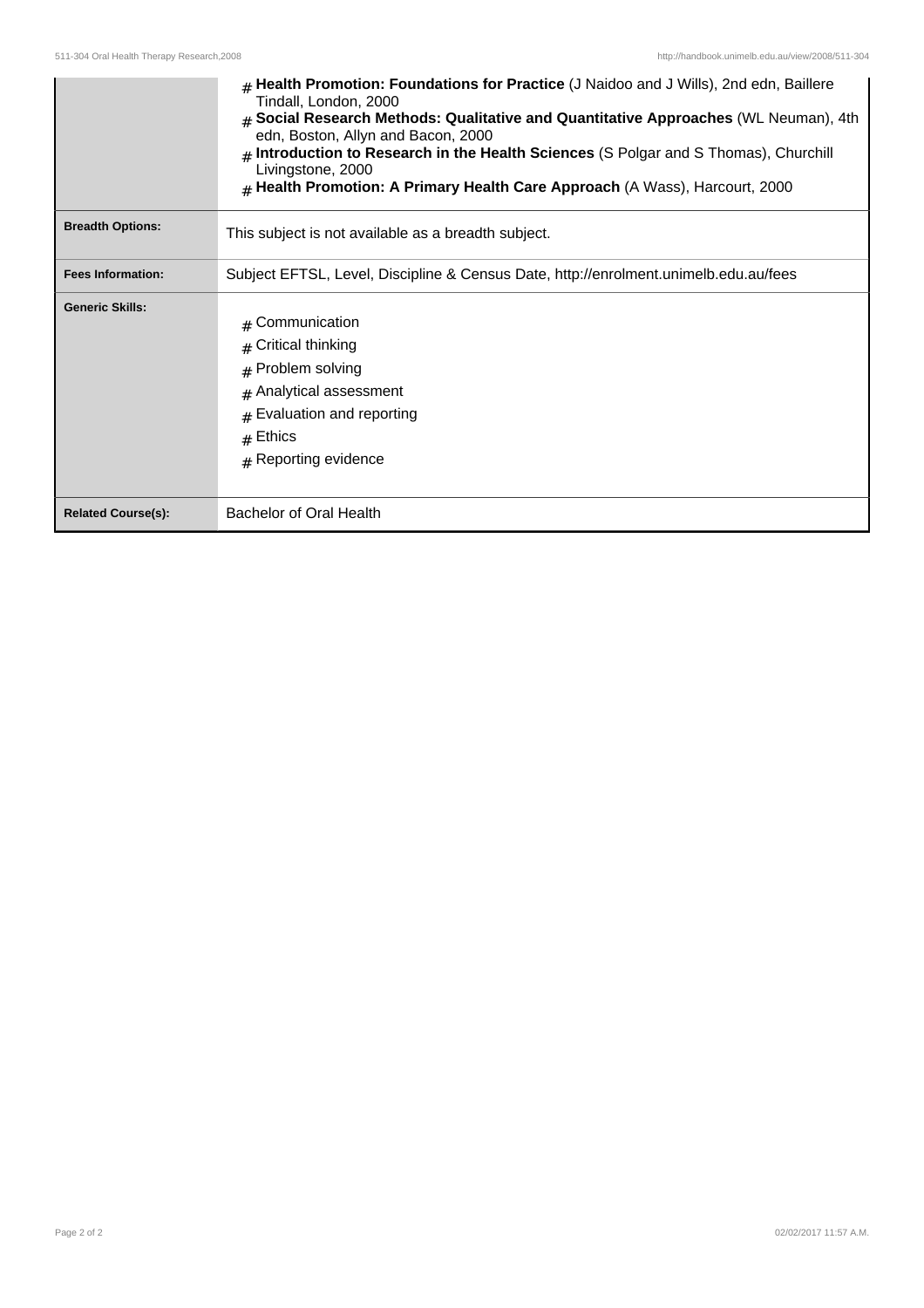| | |
|---|---|
| | # **Health Promotion: Foundations for Practice** (J Naidoo and J Wills), 2nd edn, Baillere Tindall, London, 2000<br># **Social Research Methods: Qualitative and Quantitative Approaches** (WL Neuman), 4th edn, Boston, Allyn and Bacon, 2000<br># **Introduction to Research in the Health Sciences** (S Polgar and S Thomas), Churchill Livingstone, 2000<br># **Health Promotion: A Primary Health Care Approach** (A Wass), Harcourt, 2000 |
| **Breadth Options:** | This subject is not available as a breadth subject. |
| **Fees Information:** | Subject EFTSL, Level, Discipline & Census Date, http://enrolment.unimelb.edu.au/fees |
| **Generic Skills:** | # Communication<br># Critical thinking<br># Problem solving<br># Analytical assessment<br># Evaluation and reporting<br># Ethics<br># Reporting evidence |
| **Related Course(s):** | Bachelor of Oral Health |